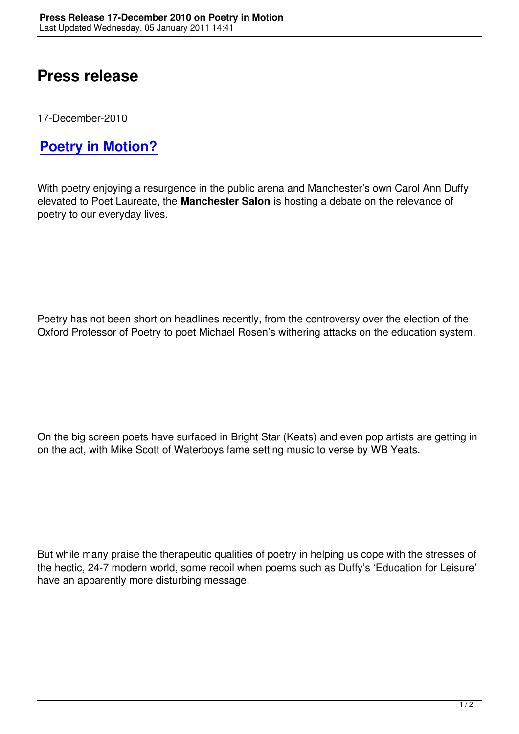# Press release

17-December-2010

## Poetry in Motion?

With poetry enjoying a resurgence in the public arena and Manchester's own Carol Ann Duffy elevated to Poet Laureate, the **Manchester Salon** is hosting a debate on the relevance of poetry to our everyday lives.

Poetry has not been short on headlines recently, from the controversy over the election of the Oxford Professor of Poetry to poet Michael Rosen's withering attacks on the education system.

On the big screen poets have surfaced in Bright Star (Keats) and even pop artists are getting in on the act, with Mike Scott of Waterboys fame setting music to verse by WB Yeats.

But while many praise the therapeutic qualities of poetry in helping us cope with the stresses of the hectic, 24-7 modern world, some recoil when poems such as Duffy's 'Education for Leisure' have an apparently more disturbing message.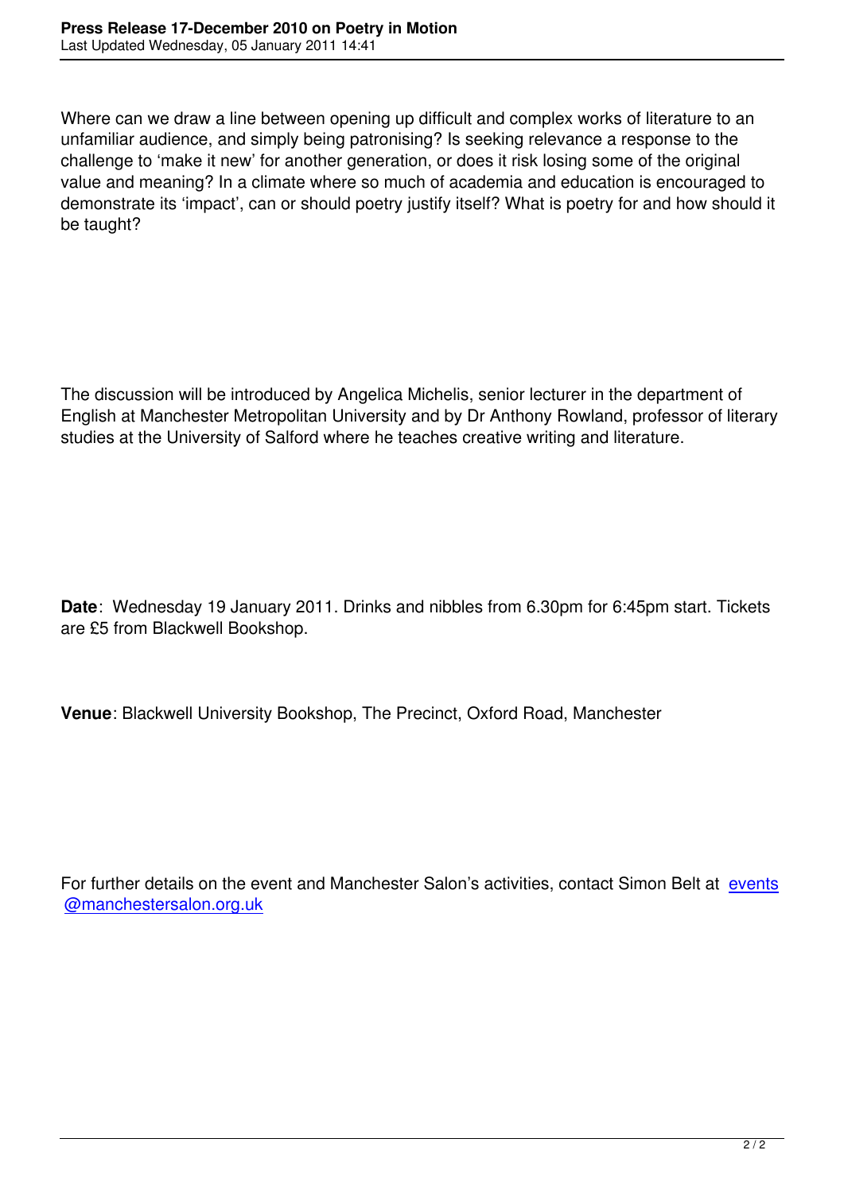Where can we draw a line between opening up difficult and complex works of literature to an unfamiliar audience, and simply being patronising? Is seeking relevance a response to the challenge to 'make it new' for another generation, or does it risk losing some of the original value and meaning? In a climate where so much of academia and education is encouraged to demonstrate its 'impact', can or should poetry justify itself? What is poetry for and how should it be taught?

The discussion will be introduced by Angelica Michelis, senior lecturer in the department of English at Manchester Metropolitan University and by Dr Anthony Rowland, professor of literary studies at the University of Salford where he teaches creative writing and literature.

**Date**: Wednesday 19 January 2011. Drinks and nibbles from 6.30pm for 6:45pm start. Tickets are £5 from Blackwell Bookshop.

**Venue**: Blackwell University Bookshop, The Precinct, Oxford Road, Manchester

For further details on the event and Manchester Salon's activities, contact Simon Belt at events@manchestersalon.org.uk